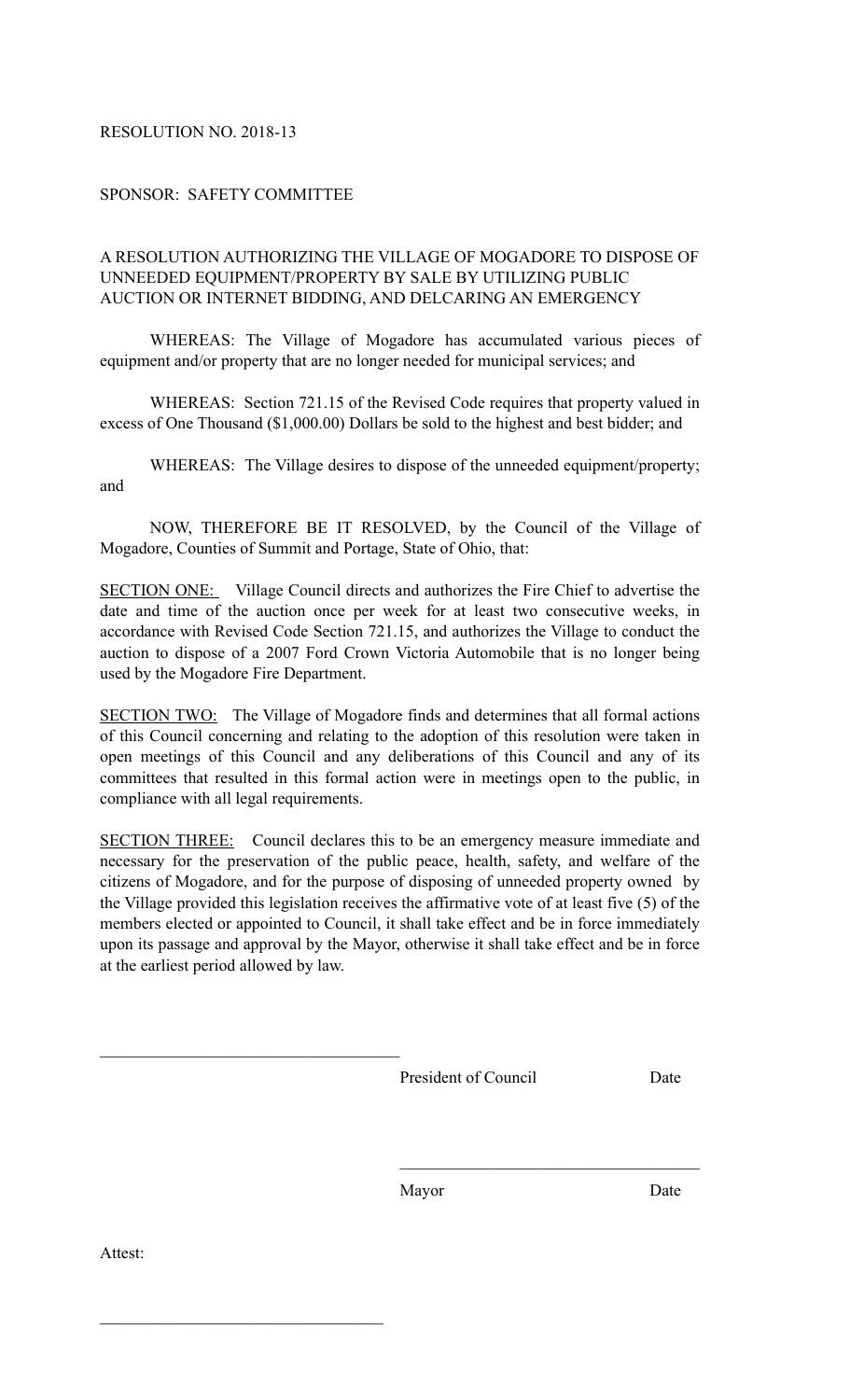RESOLUTION NO. 2018-13

SPONSOR: SAFETY COMMITTEE

A RESOLUTION AUTHORIZING THE VILLAGE OF MOGADORE TO DISPOSE OF UNNEEDED EQUIPMENT/PROPERTY BY SALE BY UTILIZING PUBLIC AUCTION OR INTERNET BIDDING, AND DELCARING AN EMERGENCY

WHEREAS: The Village of Mogadore has accumulated various pieces of equipment and/or property that are no longer needed for municipal services; and

WHEREAS: Section 721.15 of the Revised Code requires that property valued in excess of One Thousand ($1,000.00) Dollars be sold to the highest and best bidder; and

WHEREAS: The Village desires to dispose of the unneeded equipment/property; and

NOW, THEREFORE BE IT RESOLVED, by the Council of the Village of Mogadore, Counties of Summit and Portage, State of Ohio, that:

<u>SECTION ONE:</u> Village Council directs and authorizes the Fire Chief to advertise the date and time of the auction once per week for at least two consecutive weeks, in accordance with Revised Code Section 721.15, and authorizes the Village to conduct the auction to dispose of a 2007 Ford Crown Victoria Automobile that is no longer being used by the Mogadore Fire Department.

<u>SECTION TWO:</u> The Village of Mogadore finds and determines that all formal actions of this Council concerning and relating to the adoption of this resolution were taken in open meetings of this Council and any deliberations of this Council and any of its committees that resulted in this formal action were in meetings open to the public, in compliance with all legal requirements.

<u>SECTION THREE:</u> Council declares this to be an emergency measure immediate and necessary for the preservation of the public peace, health, safety, and welfare of the citizens of Mogadore, and for the purpose of disposing of unneeded property owned by the Village provided this legislation receives the affirmative vote of at least five (5) of the members elected or appointed to Council, it shall take effect and be in force immediately upon its passage and approval by the Mayor, otherwise it shall take effect and be in force at the earliest period allowed by law.

\_\_\_\_\_\_\_\_\_\_\_\_\_\_\_\_\_\_\_\_\_\_\_\_\_\_\_\_\_\_\_\_\_\_\_\_

President of Council Date

\_\_\_\_\_\_\_\_\_\_\_\_\_\_\_\_\_\_\_\_\_\_\_\_\_\_\_\_\_\_\_\_\_\_\_\_

Mayor Date

Attest:

\_\_\_\_\_\_\_\_\_\_\_\_\_\_\_\_\_\_\_\_\_\_\_\_\_\_\_\_\_\_\_\_\_\_\_\_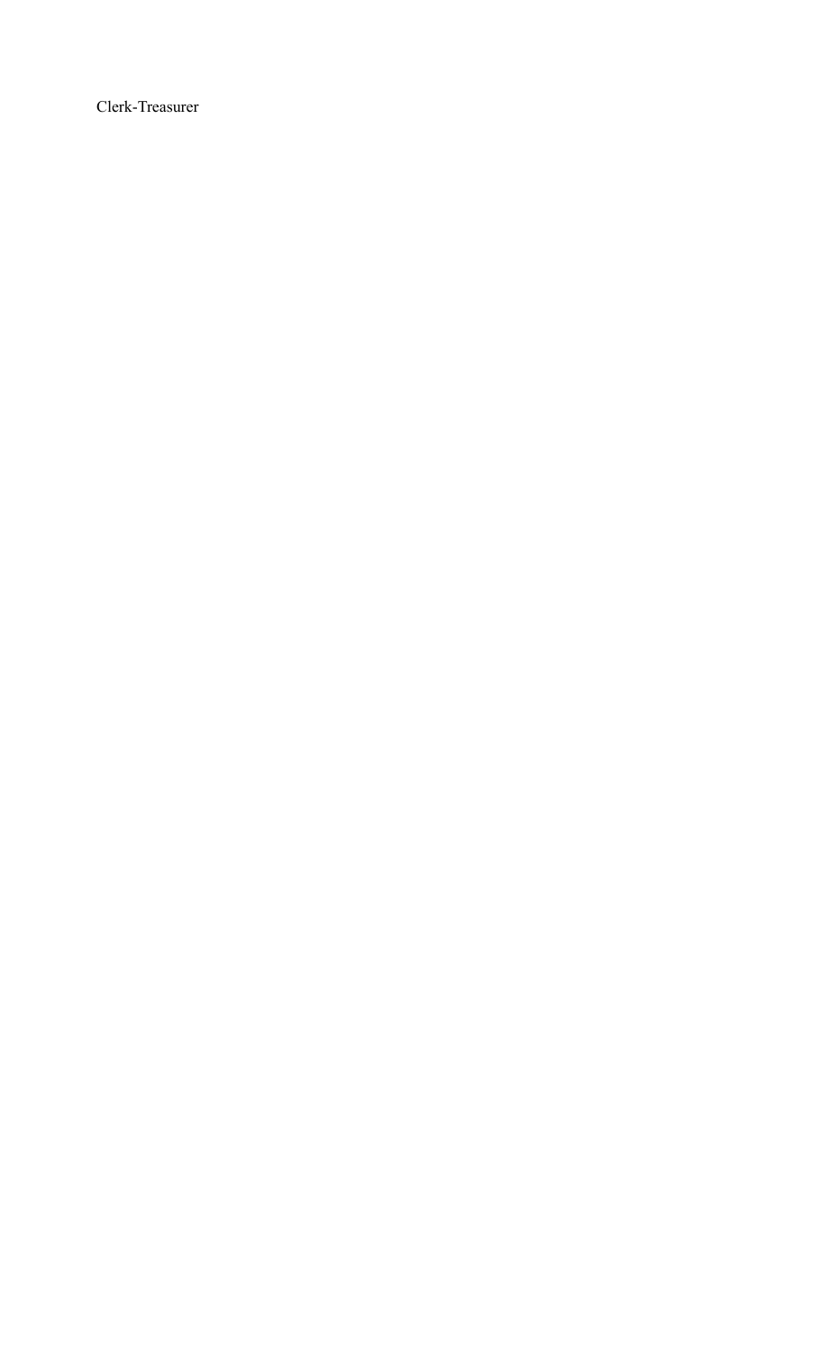Clerk-Treasurer